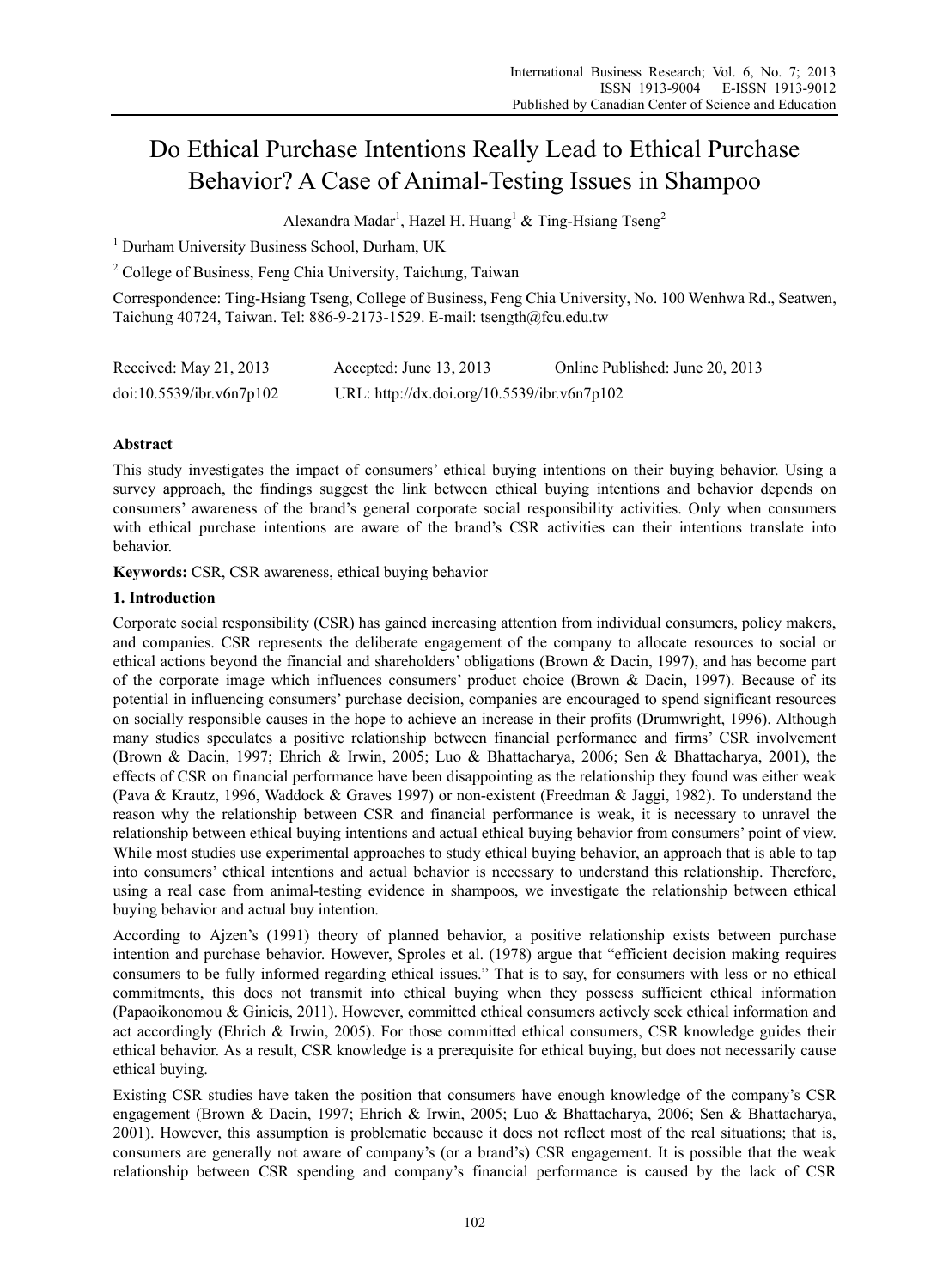# Do Ethical Purchase Intentions Really Lead to Ethical Purchase Behavior? A Case of Animal-Testing Issues in Shampoo

Alexandra Madar[1], Hazel H. Huang[1] & Ting-Hsiang Tseng[2]

[1] Durham University Business School, Durham, UK

[2] College of Business, Feng Chia University, Taichung, Taiwan

Correspondence: Ting-Hsiang Tseng, College of Business, Feng Chia University, No. 100 Wenhwa Rd., Seatwen, Taichung 40724, Taiwan. Tel: 886-9-2173-1529. E-mail: tsength@fcu.edu.tw

| Received: May 21, 2013 | Accepted: June 13, 2013 | Online Published: June 20, 2013 |
|---|---|---|
| doi:10.5539/ibr.v6n7p102 | URL: http://dx.doi.org/10.5539/ibr.v6n7p102 | |

## Abstract

This study investigates the impact of consumers' ethical buying intentions on their buying behavior. Using a survey approach, the findings suggest the link between ethical buying intentions and behavior depends on consumers' awareness of the brand's general corporate social responsibility activities. Only when consumers with ethical purchase intentions are aware of the brand's CSR activities can their intentions translate into behavior.

**Keywords:** CSR, CSR awareness, ethical buying behavior

## 1. Introduction

Corporate social responsibility (CSR) has gained increasing attention from individual consumers, policy makers, and companies. CSR represents the deliberate engagement of the company to allocate resources to social or ethical actions beyond the financial and shareholders' obligations (Brown & Dacin, 1997), and has become part of the corporate image which influences consumers' product choice (Brown & Dacin, 1997). Because of its potential in influencing consumers' purchase decision, companies are encouraged to spend significant resources on socially responsible causes in the hope to achieve an increase in their profits (Drumwright, 1996). Although many studies speculates a positive relationship between financial performance and firms' CSR involvement (Brown & Dacin, 1997; Ehrich & Irwin, 2005; Luo & Bhattacharya, 2006; Sen & Bhattacharya, 2001), the effects of CSR on financial performance have been disappointing as the relationship they found was either weak (Pava & Krautz, 1996, Waddock & Graves 1997) or non-existent (Freedman & Jaggi, 1982). To understand the reason why the relationship between CSR and financial performance is weak, it is necessary to unravel the relationship between ethical buying intentions and actual ethical buying behavior from consumers' point of view. While most studies use experimental approaches to study ethical buying behavior, an approach that is able to tap into consumers' ethical intentions and actual behavior is necessary to understand this relationship. Therefore, using a real case from animal-testing evidence in shampoos, we investigate the relationship between ethical buying behavior and actual buy intention.

According to Ajzen's (1991) theory of planned behavior, a positive relationship exists between purchase intention and purchase behavior. However, Sproles et al. (1978) argue that "efficient decision making requires consumers to be fully informed regarding ethical issues." That is to say, for consumers with less or no ethical commitments, this does not transmit into ethical buying when they possess sufficient ethical information (Papaoikonomou & Ginieis, 2011). However, committed ethical consumers actively seek ethical information and act accordingly (Ehrich & Irwin, 2005). For those committed ethical consumers, CSR knowledge guides their ethical behavior. As a result, CSR knowledge is a prerequisite for ethical buying, but does not necessarily cause ethical buying.

Existing CSR studies have taken the position that consumers have enough knowledge of the company's CSR engagement (Brown & Dacin, 1997; Ehrich & Irwin, 2005; Luo & Bhattacharya, 2006; Sen & Bhattacharya, 2001). However, this assumption is problematic because it does not reflect most of the real situations; that is, consumers are generally not aware of company's (or a brand's) CSR engagement. It is possible that the weak relationship between CSR spending and company's financial performance is caused by the lack of CSR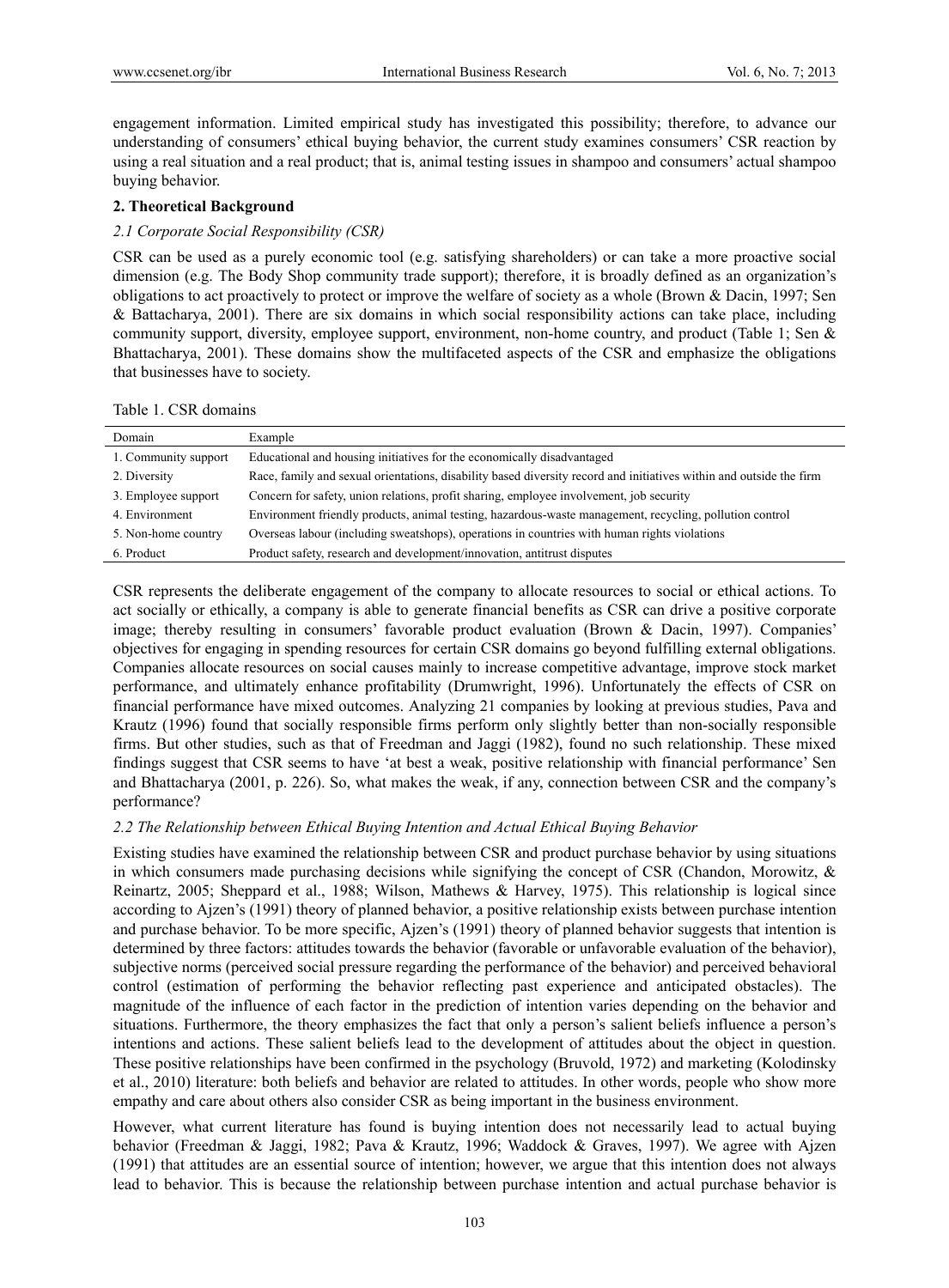engagement information. Limited empirical study has investigated this possibility; therefore, to advance our understanding of consumers' ethical buying behavior, the current study examines consumers' CSR reaction by using a real situation and a real product; that is, animal testing issues in shampoo and consumers' actual shampoo buying behavior.

## 2. Theoretical Background

### *2.1 Corporate Social Responsibility (CSR)*

CSR can be used as a purely economic tool (e.g. satisfying shareholders) or can take a more proactive social dimension (e.g. The Body Shop community trade support); therefore, it is broadly defined as an organization's obligations to act proactively to protect or improve the welfare of society as a whole (Brown & Dacin, 1997; Sen & Battacharya, 2001). There are six domains in which social responsibility actions can take place, including community support, diversity, employee support, environment, non-home country, and product (Table 1; Sen & Bhattacharya, 2001). These domains show the multifaceted aspects of the CSR and emphasize the obligations that businesses have to society.

Table 1. CSR domains

| Domain | Example |
|---|---|
| 1. Community support | Educational and housing initiatives for the economically disadvantaged |
| 2. Diversity | Race, family and sexual orientations, disability based diversity record and initiatives within and outside the firm |
| 3. Employee support | Concern for safety, union relations, profit sharing, employee involvement, job security |
| 4. Environment | Environment friendly products, animal testing, hazardous-waste management, recycling, pollution control |
| 5. Non-home country | Overseas labour (including sweatshops), operations in countries with human rights violations |
| 6. Product | Product safety, research and development/innovation, antitrust disputes |

CSR represents the deliberate engagement of the company to allocate resources to social or ethical actions. To act socially or ethically, a company is able to generate financial benefits as CSR can drive a positive corporate image; thereby resulting in consumers' favorable product evaluation (Brown & Dacin, 1997). Companies' objectives for engaging in spending resources for certain CSR domains go beyond fulfilling external obligations. Companies allocate resources on social causes mainly to increase competitive advantage, improve stock market performance, and ultimately enhance profitability (Drumwright, 1996). Unfortunately the effects of CSR on financial performance have mixed outcomes. Analyzing 21 companies by looking at previous studies, Pava and Krautz (1996) found that socially responsible firms perform only slightly better than non-socially responsible firms. But other studies, such as that of Freedman and Jaggi (1982), found no such relationship. These mixed findings suggest that CSR seems to have 'at best a weak, positive relationship with financial performance' Sen and Bhattacharya (2001, p. 226). So, what makes the weak, if any, connection between CSR and the company's performance?

### *2.2 The Relationship between Ethical Buying Intention and Actual Ethical Buying Behavior*

Existing studies have examined the relationship between CSR and product purchase behavior by using situations in which consumers made purchasing decisions while signifying the concept of CSR (Chandon, Morowitz, & Reinartz, 2005; Sheppard et al., 1988; Wilson, Mathews & Harvey, 1975). This relationship is logical since according to Ajzen's (1991) theory of planned behavior, a positive relationship exists between purchase intention and purchase behavior. To be more specific, Ajzen's (1991) theory of planned behavior suggests that intention is determined by three factors: attitudes towards the behavior (favorable or unfavorable evaluation of the behavior), subjective norms (perceived social pressure regarding the performance of the behavior) and perceived behavioral control (estimation of performing the behavior reflecting past experience and anticipated obstacles). The magnitude of the influence of each factor in the prediction of intention varies depending on the behavior and situations. Furthermore, the theory emphasizes the fact that only a person's salient beliefs influence a person's intentions and actions. These salient beliefs lead to the development of attitudes about the object in question. These positive relationships have been confirmed in the psychology (Bruvold, 1972) and marketing (Kolodinsky et al., 2010) literature: both beliefs and behavior are related to attitudes. In other words, people who show more empathy and care about others also consider CSR as being important in the business environment.

However, what current literature has found is buying intention does not necessarily lead to actual buying behavior (Freedman & Jaggi, 1982; Pava & Krautz, 1996; Waddock & Graves, 1997). We agree with Ajzen (1991) that attitudes are an essential source of intention; however, we argue that this intention does not always lead to behavior. This is because the relationship between purchase intention and actual purchase behavior is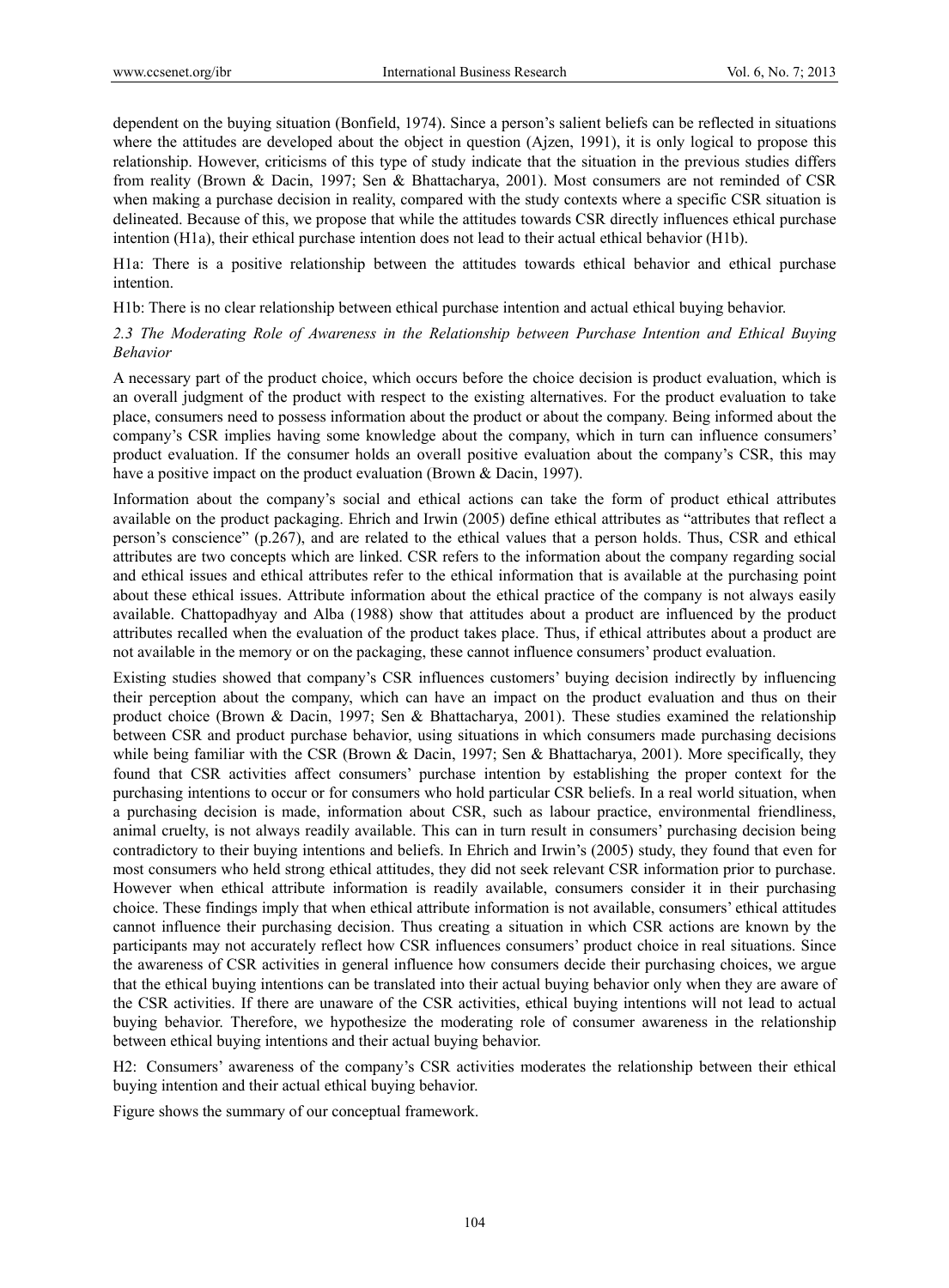dependent on the buying situation (Bonfield, 1974). Since a person's salient beliefs can be reflected in situations where the attitudes are developed about the object in question (Ajzen, 1991), it is only logical to propose this relationship. However, criticisms of this type of study indicate that the situation in the previous studies differs from reality (Brown & Dacin, 1997; Sen & Bhattacharya, 2001). Most consumers are not reminded of CSR when making a purchase decision in reality, compared with the study contexts where a specific CSR situation is delineated. Because of this, we propose that while the attitudes towards CSR directly influences ethical purchase intention (H1a), their ethical purchase intention does not lead to their actual ethical behavior (H1b).

H1a: There is a positive relationship between the attitudes towards ethical behavior and ethical purchase intention.

H1b: There is no clear relationship between ethical purchase intention and actual ethical buying behavior.

### *2.3 The Moderating Role of Awareness in the Relationship between Purchase Intention and Ethical Buying Behavior*

A necessary part of the product choice, which occurs before the choice decision is product evaluation, which is an overall judgment of the product with respect to the existing alternatives. For the product evaluation to take place, consumers need to possess information about the product or about the company. Being informed about the company's CSR implies having some knowledge about the company, which in turn can influence consumers' product evaluation. If the consumer holds an overall positive evaluation about the company's CSR, this may have a positive impact on the product evaluation (Brown & Dacin, 1997).

Information about the company's social and ethical actions can take the form of product ethical attributes available on the product packaging. Ehrich and Irwin (2005) define ethical attributes as "attributes that reflect a person's conscience" (p.267), and are related to the ethical values that a person holds. Thus, CSR and ethical attributes are two concepts which are linked. CSR refers to the information about the company regarding social and ethical issues and ethical attributes refer to the ethical information that is available at the purchasing point about these ethical issues. Attribute information about the ethical practice of the company is not always easily available. Chattopadhyay and Alba (1988) show that attitudes about a product are influenced by the product attributes recalled when the evaluation of the product takes place. Thus, if ethical attributes about a product are not available in the memory or on the packaging, these cannot influence consumers' product evaluation.

Existing studies showed that company's CSR influences customers' buying decision indirectly by influencing their perception about the company, which can have an impact on the product evaluation and thus on their product choice (Brown & Dacin, 1997; Sen & Bhattacharya, 2001). These studies examined the relationship between CSR and product purchase behavior, using situations in which consumers made purchasing decisions while being familiar with the CSR (Brown & Dacin, 1997; Sen & Bhattacharya, 2001). More specifically, they found that CSR activities affect consumers' purchase intention by establishing the proper context for the purchasing intentions to occur or for consumers who hold particular CSR beliefs. In a real world situation, when a purchasing decision is made, information about CSR, such as labour practice, environmental friendliness, animal cruelty, is not always readily available. This can in turn result in consumers' purchasing decision being contradictory to their buying intentions and beliefs. In Ehrich and Irwin's (2005) study, they found that even for most consumers who held strong ethical attitudes, they did not seek relevant CSR information prior to purchase. However when ethical attribute information is readily available, consumers consider it in their purchasing choice. These findings imply that when ethical attribute information is not available, consumers' ethical attitudes cannot influence their purchasing decision. Thus creating a situation in which CSR actions are known by the participants may not accurately reflect how CSR influences consumers' product choice in real situations. Since the awareness of CSR activities in general influence how consumers decide their purchasing choices, we argue that the ethical buying intentions can be translated into their actual buying behavior only when they are aware of the CSR activities. If there are unaware of the CSR activities, ethical buying intentions will not lead to actual buying behavior. Therefore, we hypothesize the moderating role of consumer awareness in the relationship between ethical buying intentions and their actual buying behavior.

H2: Consumers' awareness of the company's CSR activities moderates the relationship between their ethical buying intention and their actual ethical buying behavior.

Figure shows the summary of our conceptual framework.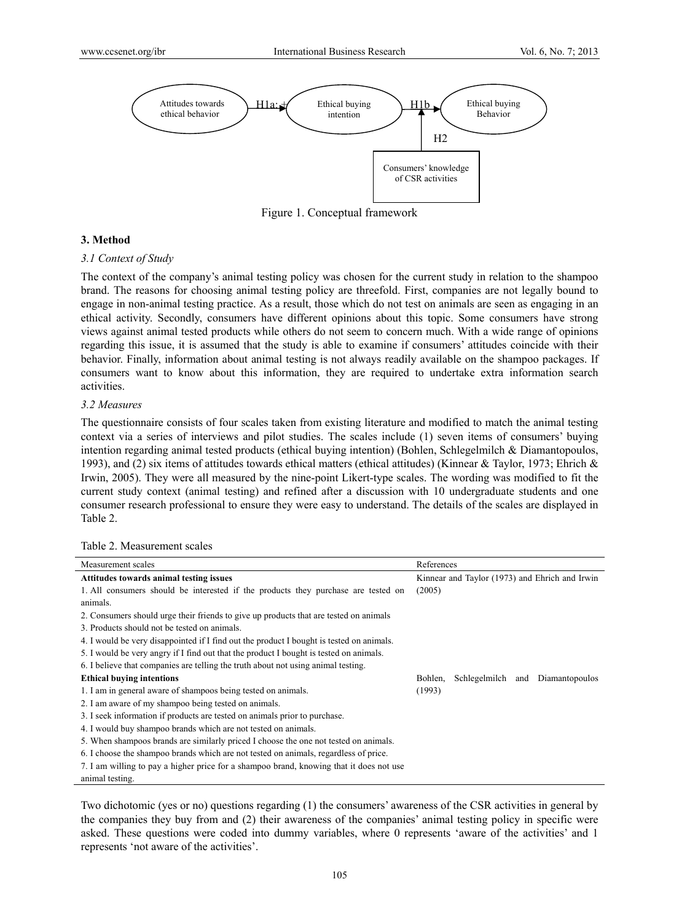Figure 1. Conceptual framework

## 3. Method

### *3.1 Context of Study*

The context of the company's animal testing policy was chosen for the current study in relation to the shampoo brand. The reasons for choosing animal testing policy are threefold. First, companies are not legally bound to engage in non-animal testing practice. As a result, those which do not test on animals are seen as engaging in an ethical activity. Secondly, consumers have different opinions about this topic. Some consumers have strong views against animal tested products while others do not seem to concern much. With a wide range of opinions regarding this issue, it is assumed that the study is able to examine if consumers' attitudes coincide with their behavior. Finally, information about animal testing is not always readily available on the shampoo packages. If consumers want to know about this information, they are required to undertake extra information search activities.

### *3.2 Measures*

The questionnaire consists of four scales taken from existing literature and modified to match the animal testing context via a series of interviews and pilot studies. The scales include (1) seven items of consumers' buying intention regarding animal tested products (ethical buying intention) (Bohlen, Schlegelmilch & Diamantopoulos, 1993), and (2) six items of attitudes towards ethical matters (ethical attitudes) (Kinnear & Taylor, 1973; Ehrich & Irwin, 2005). They were all measured by the nine-point Likert-type scales. The wording was modified to fit the current study context (animal testing) and refined after a discussion with 10 undergraduate students and one consumer research professional to ensure they were easy to understand. The details of the scales are displayed in Table 2.

Table 2. Measurement scales

| Measurement scales | References |
|---|---|
| **Attitudes towards animal testing issues** | Kinnear and Taylor (1973) and Ehrich and Irwin (2005) |
| 1. All consumers should be interested if the products they purchase are tested on animals. | |
| 2. Consumers should urge their friends to give up products that are tested on animals | |
| 3. Products should not be tested on animals. | |
| 4. I would be very disappointed if I find out the product I bought is tested on animals. | |
| 5. I would be very angry if I find out that the product I bought is tested on animals. | |
| 6. I believe that companies are telling the truth about not using animal testing. | |
| **Ethical buying intentions** | Bohlen, Schlegelmilch and Diamantopoulos (1993) |
| 1. I am in general aware of shampoos being tested on animals. | |
| 2. I am aware of my shampoo being tested on animals. | |
| 3. I seek information if products are tested on animals prior to purchase. | |
| 4. I would buy shampoo brands which are not tested on animals. | |
| 5. When shampoos brands are similarly priced I choose the one not tested on animals. | |
| 6. I choose the shampoo brands which are not tested on animals, regardless of price. | |
| 7. I am willing to pay a higher price for a shampoo brand, knowing that it does not use animal testing. | |

Two dichotomic (yes or no) questions regarding (1) the consumers' awareness of the CSR activities in general by the companies they buy from and (2) their awareness of the companies' animal testing policy in specific were asked. These questions were coded into dummy variables, where 0 represents 'aware of the activities' and 1 represents 'not aware of the activities'.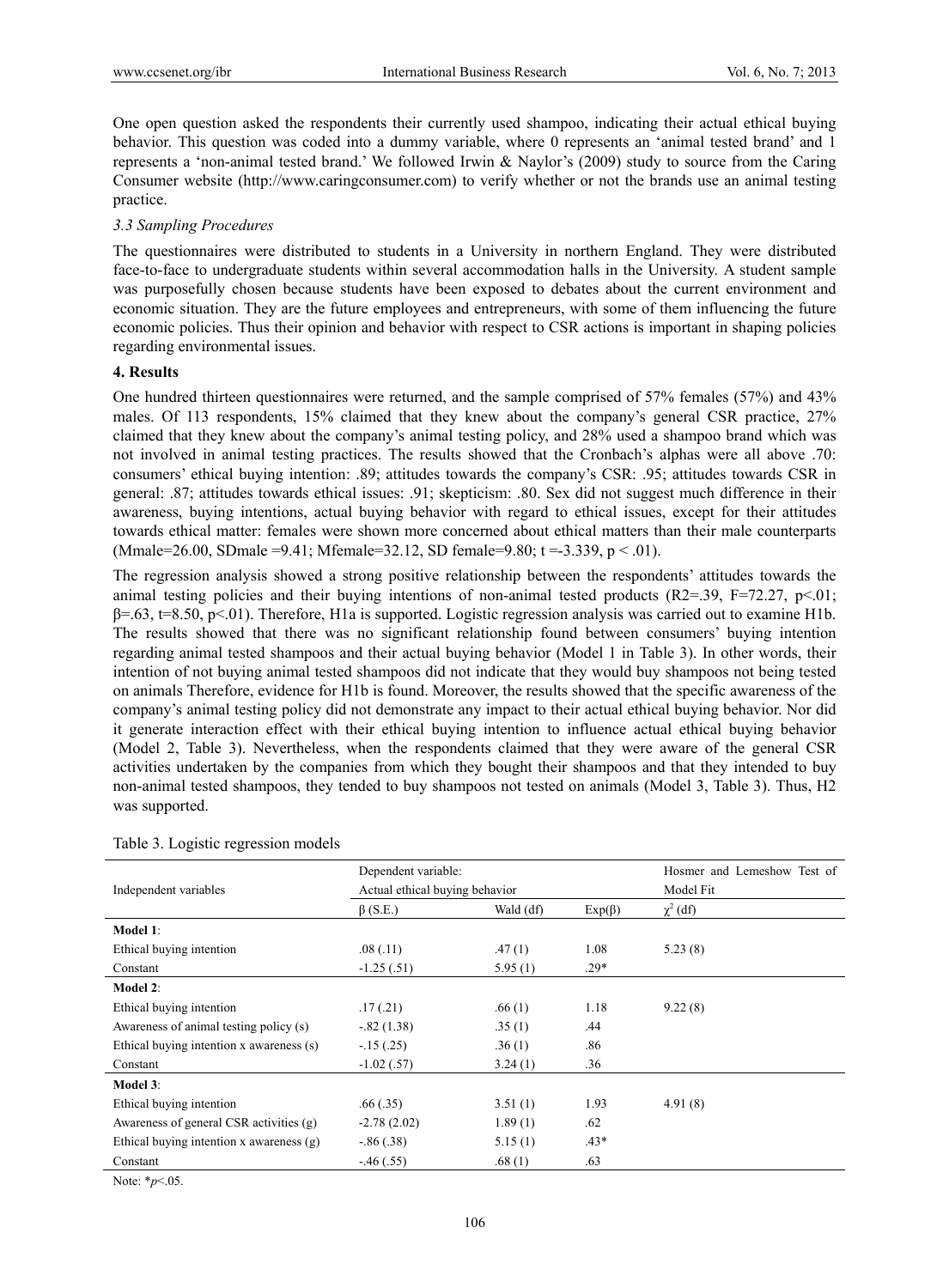One open question asked the respondents their currently used shampoo, indicating their actual ethical buying behavior. This question was coded into a dummy variable, where 0 represents an 'animal tested brand' and 1 represents a 'non-animal tested brand.' We followed Irwin & Naylor's (2009) study to source from the Caring Consumer website (http://www.caringconsumer.com) to verify whether or not the brands use an animal testing practice.

### *3.3 Sampling Procedures*

The questionnaires were distributed to students in a University in northern England. They were distributed face-to-face to undergraduate students within several accommodation halls in the University. A student sample was purposefully chosen because students have been exposed to debates about the current environment and economic situation. They are the future employees and entrepreneurs, with some of them influencing the future economic policies. Thus their opinion and behavior with respect to CSR actions is important in shaping policies regarding environmental issues.

## 4. Results

One hundred thirteen questionnaires were returned, and the sample comprised of 57% females (57%) and 43% males. Of 113 respondents, 15% claimed that they knew about the company's general CSR practice, 27% claimed that they knew about the company's animal testing policy, and 28% used a shampoo brand which was not involved in animal testing practices. The results showed that the Cronbach's alphas were all above .70: consumers' ethical buying intention: .89; attitudes towards the company's CSR: .95; attitudes towards CSR in general: .87; attitudes towards ethical issues: .91; skepticism: .80. Sex did not suggest much difference in their awareness, buying intentions, actual buying behavior with regard to ethical issues, except for their attitudes towards ethical matter: females were shown more concerned about ethical matters than their male counterparts ($M_{male}$=26.00, $SD_{male}$ =9.41; $M_{female}$=32.12, $SD_{female}$=9.80; t =-3.339, $p < .01$).

The regression analysis showed a strong positive relationship between the respondents' attitudes towards the animal testing policies and their buying intentions of non-animal tested products ($R^2$=.39, F=72.27, $p<.01$; $\beta$=.63, t=8.50, $p<.01$). Therefore, H1a is supported. Logistic regression analysis was carried out to examine H1b. The results showed that there was no significant relationship found between consumers' buying intention regarding animal tested shampoos and their actual buying behavior (Model 1 in Table 3). In other words, their intention of not buying animal tested shampoos did not indicate that they would buy shampoos not being tested on animals Therefore, evidence for H1b is found. Moreover, the results showed that the specific awareness of the company's animal testing policy did not demonstrate any impact to their actual ethical buying behavior. Nor did it generate interaction effect with their ethical buying intention to influence actual ethical buying behavior (Model 2, Table 3). Nevertheless, when the respondents claimed that they were aware of the general CSR activities undertaken by the companies from which they bought their shampoos and that they intended to buy non-animal tested shampoos, they tended to buy shampoos not tested on animals (Model 3, Table 3). Thus, H2 was supported.

Table 3. Logistic regression models

| Independent variables | Dependent variable: Actual ethical buying behavior | | | Hosmer and Lemeshow Test of Model Fit |
|---|---|---|---|---|
| | β (S.E.) | Wald (df) | Exp(β) | $\chi^2$ (df) |
| **Model 1**: | | | | |
| Ethical buying intention | .08 (.11) | .47 (1) | 1.08 | 5.23 (8) |
| Constant | -1.25 (.51) | 5.95 (1) | .29* | |
| **Model 2**: | | | | |
| Ethical buying intention | .17 (.21) | .66 (1) | 1.18 | 9.22 (8) |
| Awareness of animal testing policy (s) | -.82 (1.38) | .35 (1) | .44 | |
| Ethical buying intention x awareness (s) | -.15 (.25) | .36 (1) | .86 | |
| Constant | -1.02 (.57) | 3.24 (1) | .36 | |
| **Model 3**: | | | | |
| Ethical buying intention | .66 (.35) | 3.51 (1) | 1.93 | 4.91 (8) |
| Awareness of general CSR activities (g) | -2.78 (2.02) | 1.89 (1) | .62 | |
| Ethical buying intention x awareness (g) | -.86 (.38) | 5.15 (1) | .43* | |
| Constant | -.46 (.55) | .68 (1) | .63 | |

Note: *$p$<.05.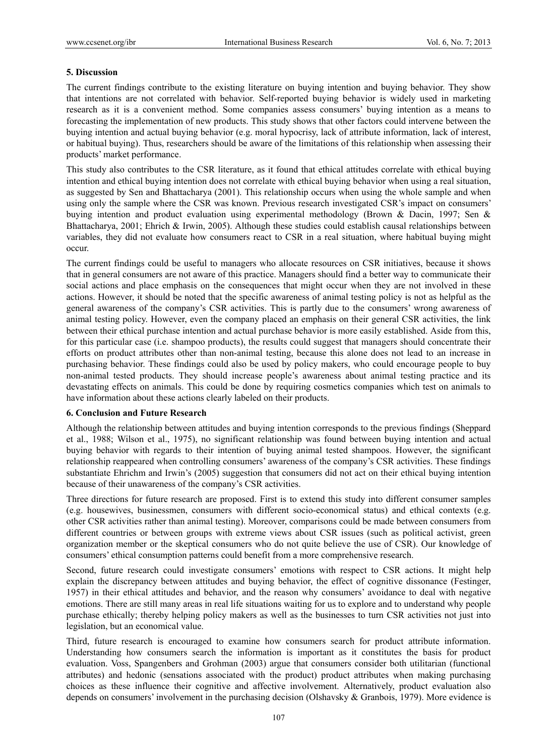## 5. Discussion

The current findings contribute to the existing literature on buying intention and buying behavior. They show that intentions are not correlated with behavior. Self-reported buying behavior is widely used in marketing research as it is a convenient method. Some companies assess consumers' buying intention as a means to forecasting the implementation of new products. This study shows that other factors could intervene between the buying intention and actual buying behavior (e.g. moral hypocrisy, lack of attribute information, lack of interest, or habitual buying). Thus, researchers should be aware of the limitations of this relationship when assessing their products' market performance.

This study also contributes to the CSR literature, as it found that ethical attitudes correlate with ethical buying intention and ethical buying intention does not correlate with ethical buying behavior when using a real situation, as suggested by Sen and Bhattacharya (2001). This relationship occurs when using the whole sample and when using only the sample where the CSR was known. Previous research investigated CSR's impact on consumers' buying intention and product evaluation using experimental methodology (Brown & Dacin, 1997; Sen & Bhattacharya, 2001; Ehrich & Irwin, 2005). Although these studies could establish causal relationships between variables, they did not evaluate how consumers react to CSR in a real situation, where habitual buying might occur.

The current findings could be useful to managers who allocate resources on CSR initiatives, because it shows that in general consumers are not aware of this practice. Managers should find a better way to communicate their social actions and place emphasis on the consequences that might occur when they are not involved in these actions. However, it should be noted that the specific awareness of animal testing policy is not as helpful as the general awareness of the company's CSR activities. This is partly due to the consumers' wrong awareness of animal testing policy. However, even the company placed an emphasis on their general CSR activities, the link between their ethical purchase intention and actual purchase behavior is more easily established. Aside from this, for this particular case (i.e. shampoo products), the results could suggest that managers should concentrate their efforts on product attributes other than non-animal testing, because this alone does not lead to an increase in purchasing behavior. These findings could also be used by policy makers, who could encourage people to buy non-animal tested products. They should increase people's awareness about animal testing practice and its devastating effects on animals. This could be done by requiring cosmetics companies which test on animals to have information about these actions clearly labeled on their products.

## 6. Conclusion and Future Research

Although the relationship between attitudes and buying intention corresponds to the previous findings (Sheppard et al., 1988; Wilson et al., 1975), no significant relationship was found between buying intention and actual buying behavior with regards to their intention of buying animal tested shampoos. However, the significant relationship reappeared when controlling consumers' awareness of the company's CSR activities. These findings substantiate Ehrichm and Irwin's (2005) suggestion that consumers did not act on their ethical buying intention because of their unawareness of the company's CSR activities.

Three directions for future research are proposed. First is to extend this study into different consumer samples (e.g. housewives, businessmen, consumers with different socio-economical status) and ethical contexts (e.g. other CSR activities rather than animal testing). Moreover, comparisons could be made between consumers from different countries or between groups with extreme views about CSR issues (such as political activist, green organization member or the skeptical consumers who do not quite believe the use of CSR). Our knowledge of consumers' ethical consumption patterns could benefit from a more comprehensive research.

Second, future research could investigate consumers' emotions with respect to CSR actions. It might help explain the discrepancy between attitudes and buying behavior, the effect of cognitive dissonance (Festinger, 1957) in their ethical attitudes and behavior, and the reason why consumers' avoidance to deal with negative emotions. There are still many areas in real life situations waiting for us to explore and to understand why people purchase ethically; thereby helping policy makers as well as the businesses to turn CSR activities not just into legislation, but an economical value.

Third, future research is encouraged to examine how consumers search for product attribute information. Understanding how consumers search the information is important as it constitutes the basis for product evaluation. Voss, Spangenbers and Grohman (2003) argue that consumers consider both utilitarian (functional attributes) and hedonic (sensations associated with the product) product attributes when making purchasing choices as these influence their cognitive and affective involvement. Alternatively, product evaluation also depends on consumers' involvement in the purchasing decision (Olshavsky & Granbois, 1979). More evidence is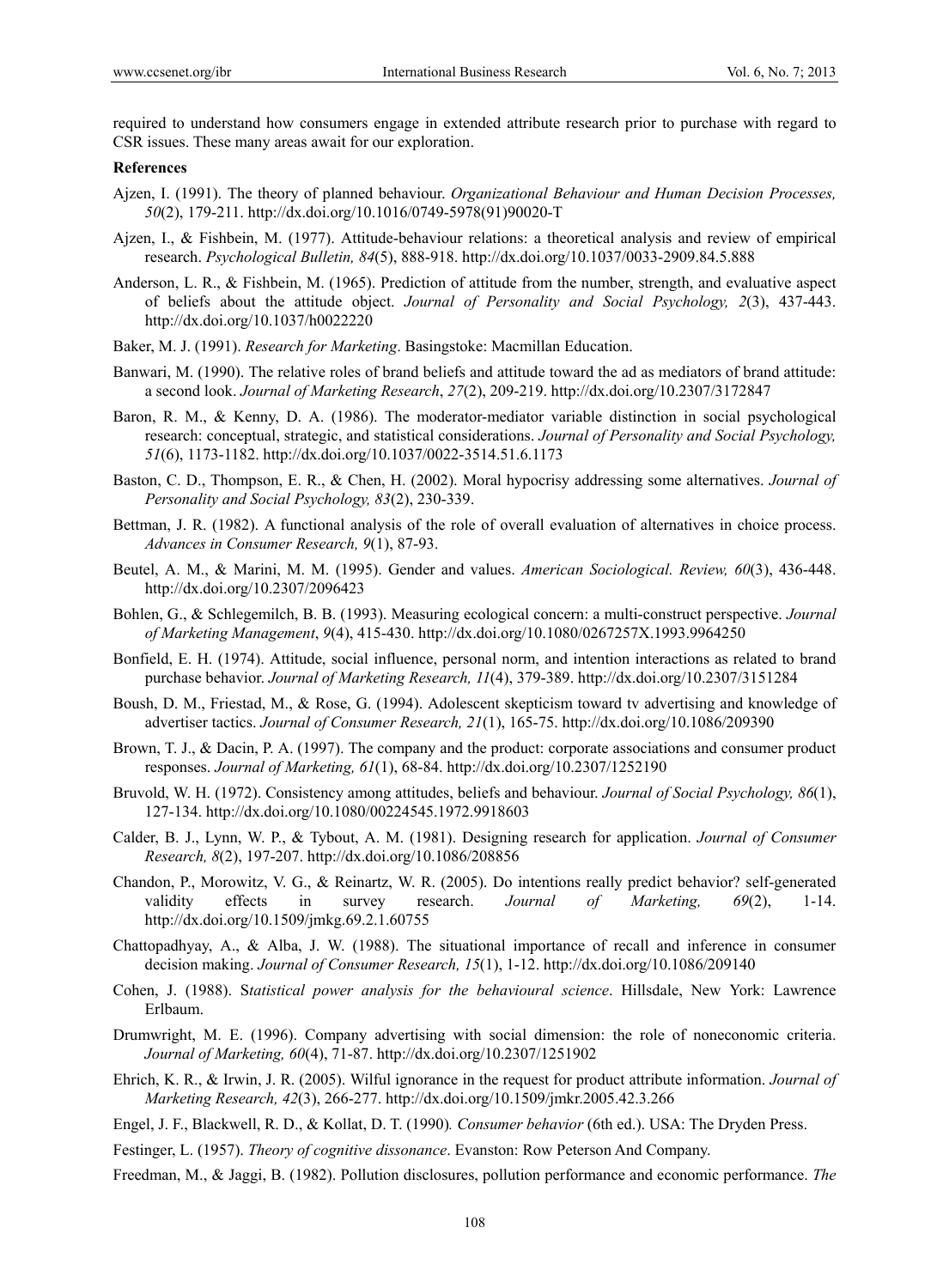required to understand how consumers engage in extended attribute research prior to purchase with regard to CSR issues. These many areas await for our exploration.

**References**

Ajzen, I. (1991). The theory of planned behaviour. *Organizational Behaviour and Human Decision Processes, 50*(2), 179-211. http://dx.doi.org/10.1016/0749-5978(91)90020-T

Ajzen, I., & Fishbein, M. (1977). Attitude-behaviour relations: a theoretical analysis and review of empirical research. *Psychological Bulletin, 84*(5), 888-918. http://dx.doi.org/10.1037/0033-2909.84.5.888

Anderson, L. R., & Fishbein, M. (1965). Prediction of attitude from the number, strength, and evaluative aspect of beliefs about the attitude object. *Journal of Personality and Social Psychology, 2*(3), 437-443. http://dx.doi.org/10.1037/h0022220

Baker, M. J. (1991). *Research for Marketing*. Basingstoke: Macmillan Education.

Banwari, M. (1990). The relative roles of brand beliefs and attitude toward the ad as mediators of brand attitude: a second look. *Journal of Marketing Research*, *27*(2), 209-219. http://dx.doi.org/10.2307/3172847

Baron, R. M., & Kenny, D. A. (1986). The moderator-mediator variable distinction in social psychological research: conceptual, strategic, and statistical considerations. *Journal of Personality and Social Psychology, 51*(6), 1173-1182. http://dx.doi.org/10.1037/0022-3514.51.6.1173

Baston, C. D., Thompson, E. R., & Chen, H. (2002). Moral hypocrisy addressing some alternatives. *Journal of Personality and Social Psychology, 83*(2), 230-339.

Bettman, J. R. (1982). A functional analysis of the role of overall evaluation of alternatives in choice process. *Advances in Consumer Research, 9*(1), 87-93.

Beutel, A. M., & Marini, M. M. (1995). Gender and values. *American Sociological. Review, 60*(3), 436-448. http://dx.doi.org/10.2307/2096423

Bohlen, G., & Schlegemilch, B. B. (1993). Measuring ecological concern: a multi-construct perspective. *Journal of Marketing Management*, *9*(4), 415-430. http://dx.doi.org/10.1080/0267257X.1993.9964250

Bonfield, E. H. (1974). Attitude, social influence, personal norm, and intention interactions as related to brand purchase behavior. *Journal of Marketing Research, 11*(4), 379-389. http://dx.doi.org/10.2307/3151284

Boush, D. M., Friestad, M., & Rose, G. (1994). Adolescent skepticism toward tv advertising and knowledge of advertiser tactics. *Journal of Consumer Research, 21*(1), 165-75. http://dx.doi.org/10.1086/209390

Brown, T. J., & Dacin, P. A. (1997). The company and the product: corporate associations and consumer product responses. *Journal of Marketing, 61*(1), 68-84. http://dx.doi.org/10.2307/1252190

Bruvold, W. H. (1972). Consistency among attitudes, beliefs and behaviour. *Journal of Social Psychology, 86*(1), 127-134. http://dx.doi.org/10.1080/00224545.1972.9918603

Calder, B. J., Lynn, W. P., & Tybout, A. M. (1981). Designing research for application. *Journal of Consumer Research, 8*(2), 197-207. http://dx.doi.org/10.1086/208856

Chandon, P., Morowitz, V. G., & Reinartz, W. R. (2005). Do intentions really predict behavior? self-generated validity effects in survey research. *Journal of Marketing, 69*(2), 1-14. http://dx.doi.org/10.1509/jmkg.69.2.1.60755

Chattopadhyay, A., & Alba, J. W. (1988). The situational importance of recall and inference in consumer decision making. *Journal of Consumer Research, 15*(1), 1-12. http://dx.doi.org/10.1086/209140

Cohen, J. (1988). S*tatistical power analysis for the behavioural science*. Hillsdale, New York: Lawrence Erlbaum.

Drumwright, M. E. (1996). Company advertising with social dimension: the role of noneconomic criteria. *Journal of Marketing, 60*(4), 71-87. http://dx.doi.org/10.2307/1251902

Ehrich, K. R., & Irwin, J. R. (2005). Wilful ignorance in the request for product attribute information. *Journal of Marketing Research, 42*(3), 266-277. http://dx.doi.org/10.1509/jmkr.2005.42.3.266

Engel, J. F., Blackwell, R. D., & Kollat, D. T. (1990)*. Consumer behavior* (6th ed.). USA: The Dryden Press.

Festinger, L. (1957). *Theory of cognitive dissonance*. Evanston: Row Peterson And Company.

Freedman, M., & Jaggi, B. (1982). Pollution disclosures, pollution performance and economic performance. *The*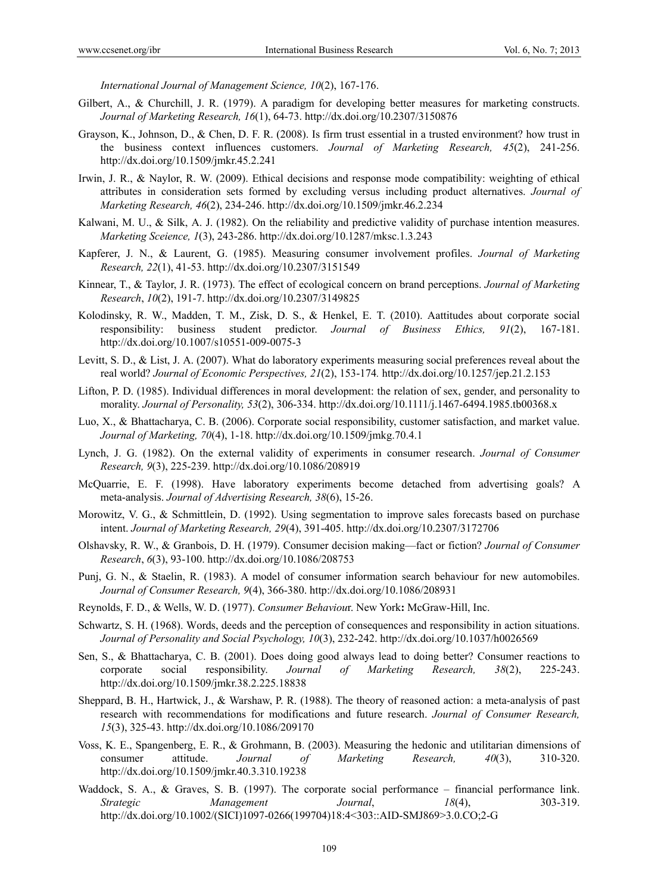*International Journal of Management Science, 10*(2), 167-176.

Gilbert, A., & Churchill, J. R. (1979). A paradigm for developing better measures for marketing constructs. *Journal of Marketing Research, 16*(1), 64-73. http://dx.doi.org/10.2307/3150876

Grayson, K., Johnson, D., & Chen, D. F. R. (2008). Is firm trust essential in a trusted environment? how trust in the business context influences customers. *Journal of Marketing Research, 45*(2), 241-256. http://dx.doi.org/10.1509/jmkr.45.2.241

Irwin, J. R., & Naylor, R. W. (2009). Ethical decisions and response mode compatibility: weighting of ethical attributes in consideration sets formed by excluding versus including product alternatives. *Journal of Marketing Research, 46*(2), 234-246. http://dx.doi.org/10.1509/jmkr.46.2.234

Kalwani, M. U., & Silk, A. J. (1982). On the reliability and predictive validity of purchase intention measures. *Marketing Sceience, 1*(3), 243-286. http://dx.doi.org/10.1287/mksc.1.3.243

Kapferer, J. N., & Laurent, G. (1985). Measuring consumer involvement profiles. *Journal of Marketing Research, 22*(1), 41-53. http://dx.doi.org/10.2307/3151549

Kinnear, T., & Taylor, J. R. (1973). The effect of ecological concern on brand perceptions. *Journal of Marketing Research*, *10*(2), 191-7. http://dx.doi.org/10.2307/3149825

Kolodinsky, R. W., Madden, T. M., Zisk, D. S., & Henkel, E. T. (2010). Aattitudes about corporate social responsibility: business student predictor. *Journal of Business Ethics, 91*(2), 167-181. http://dx.doi.org/10.1007/s10551-009-0075-3

Levitt, S. D., & List, J. A. (2007). What do laboratory experiments measuring social preferences reveal about the real world? *Journal of Economic Perspectives, 21*(2), 153-174. http://dx.doi.org/10.1257/jep.21.2.153

Lifton, P. D. (1985). Individual differences in moral development: the relation of sex, gender, and personality to morality. *Journal of Personality, 53*(2), 306-334. http://dx.doi.org/10.1111/j.1467-6494.1985.tb00368.x

Luo, X., & Bhattacharya, C. B. (2006). Corporate social responsibility, customer satisfaction, and market value. *Journal of Marketing, 70*(4), 1-18. http://dx.doi.org/10.1509/jmkg.70.4.1

Lynch, J. G. (1982). On the external validity of experiments in consumer research. *Journal of Consumer Research, 9*(3), 225-239. http://dx.doi.org/10.1086/208919

McQuarrie, E. F. (1998). Have laboratory experiments become detached from advertising goals? A meta-analysis. *Journal of Advertising Research, 38*(6), 15-26.

Morowitz, V. G., & Schmittlein, D. (1992). Using segmentation to improve sales forecasts based on purchase intent. *Journal of Marketing Research, 29*(4), 391-405. http://dx.doi.org/10.2307/3172706

Olshavsky, R. W., & Granbois, D. H. (1979). Consumer decision making—fact or fiction? *Journal of Consumer Research*, *6*(3), 93-100. http://dx.doi.org/10.1086/208753

Punj, G. N., & Staelin, R. (1983). A model of consumer information search behaviour for new automobiles. *Journal of Consumer Research, 9*(4), 366-380. http://dx.doi.org/10.1086/208931

Reynolds, F. D., & Wells, W. D. (1977). *Consumer Behaviou*r. New York**:** McGraw-Hill, Inc.

Schwartz, S. H. (1968). Words, deeds and the perception of consequences and responsibility in action situations. *Journal of Personality and Social Psychology, 10*(3), 232-242. http://dx.doi.org/10.1037/h0026569

Sen, S., & Bhattacharya, C. B. (2001). Does doing good always lead to doing better? Consumer reactions to corporate social responsibility. *Journal of Marketing Research, 38*(2), 225-243. http://dx.doi.org/10.1509/jmkr.38.2.225.18838

Sheppard, B. H., Hartwick, J., & Warshaw, P. R. (1988). The theory of reasoned action: a meta-analysis of past research with recommendations for modifications and future research. *Journal of Consumer Research, 15*(3), 325-43. http://dx.doi.org/10.1086/209170

Voss, K. E., Spangenberg, E. R., & Grohmann, B. (2003). Measuring the hedonic and utilitarian dimensions of consumer attitude. *Journal of Marketing Research, 40*(3), 310-320. http://dx.doi.org/10.1509/jmkr.40.3.310.19238

Waddock, S. A., & Graves, S. B. (1997). The corporate social performance – financial performance link. *Strategic Management Journal*, *18*(4), 303-319. http://dx.doi.org/10.1002/(SICI)1097-0266(199704)18:4<303::AID-SMJ869>3.0.CO;2-G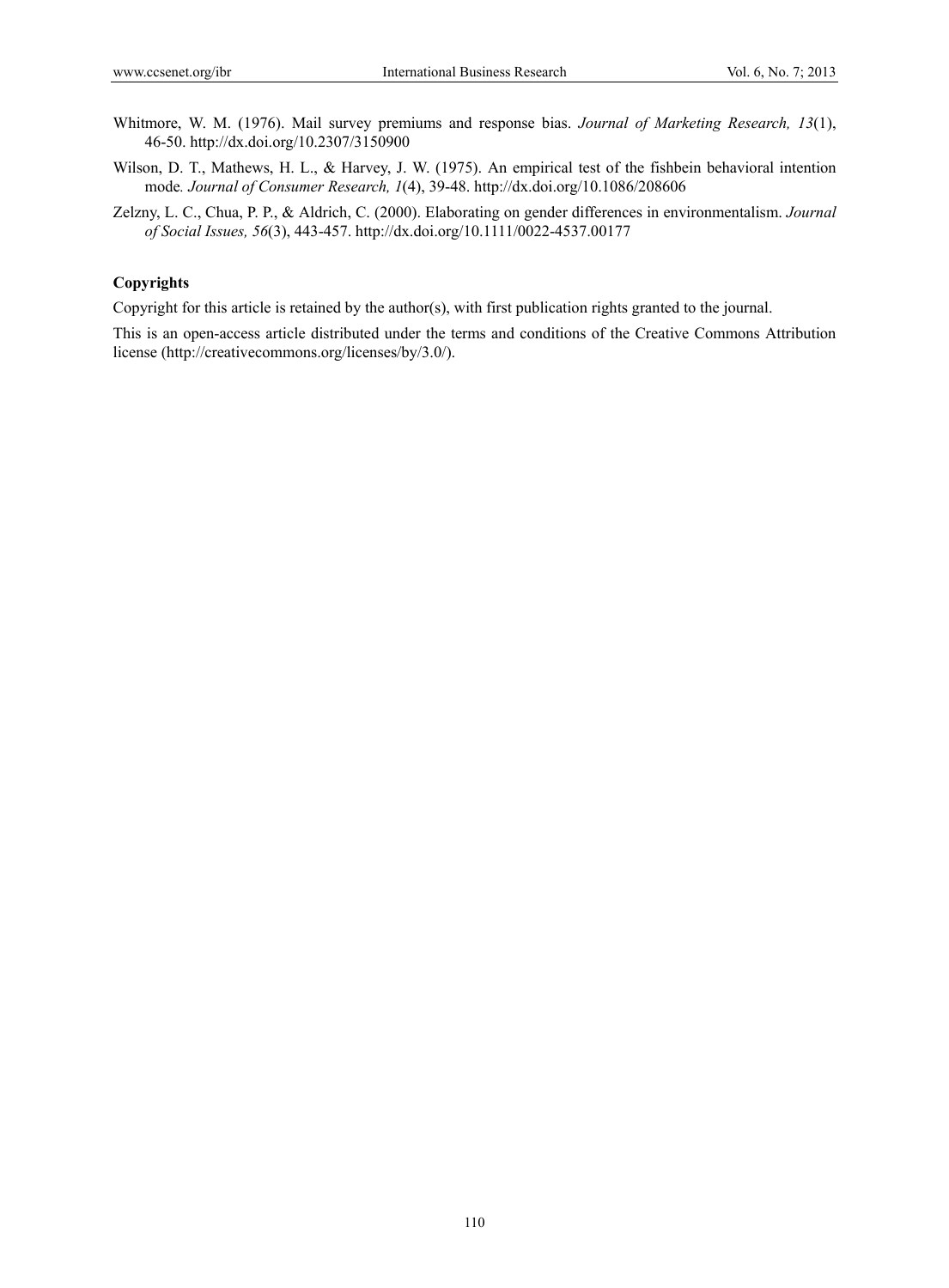Whitmore, W. M. (1976). Mail survey premiums and response bias. *Journal of Marketing Research, 13*(1), 46-50. http://dx.doi.org/10.2307/3150900

Wilson, D. T., Mathews, H. L., & Harvey, J. W. (1975). An empirical test of the fishbein behavioral intention mode*. Journal of Consumer Research, 1*(4), 39-48. http://dx.doi.org/10.1086/208606

Zelzny, L. C., Chua, P. P., & Aldrich, C. (2000). Elaborating on gender differences in environmentalism. *Journal of Social Issues, 56*(3), 443-457. http://dx.doi.org/10.1111/0022-4537.00177

## Copyrights

Copyright for this article is retained by the author(s), with first publication rights granted to the journal.

This is an open-access article distributed under the terms and conditions of the Creative Commons Attribution license (http://creativecommons.org/licenses/by/3.0/).